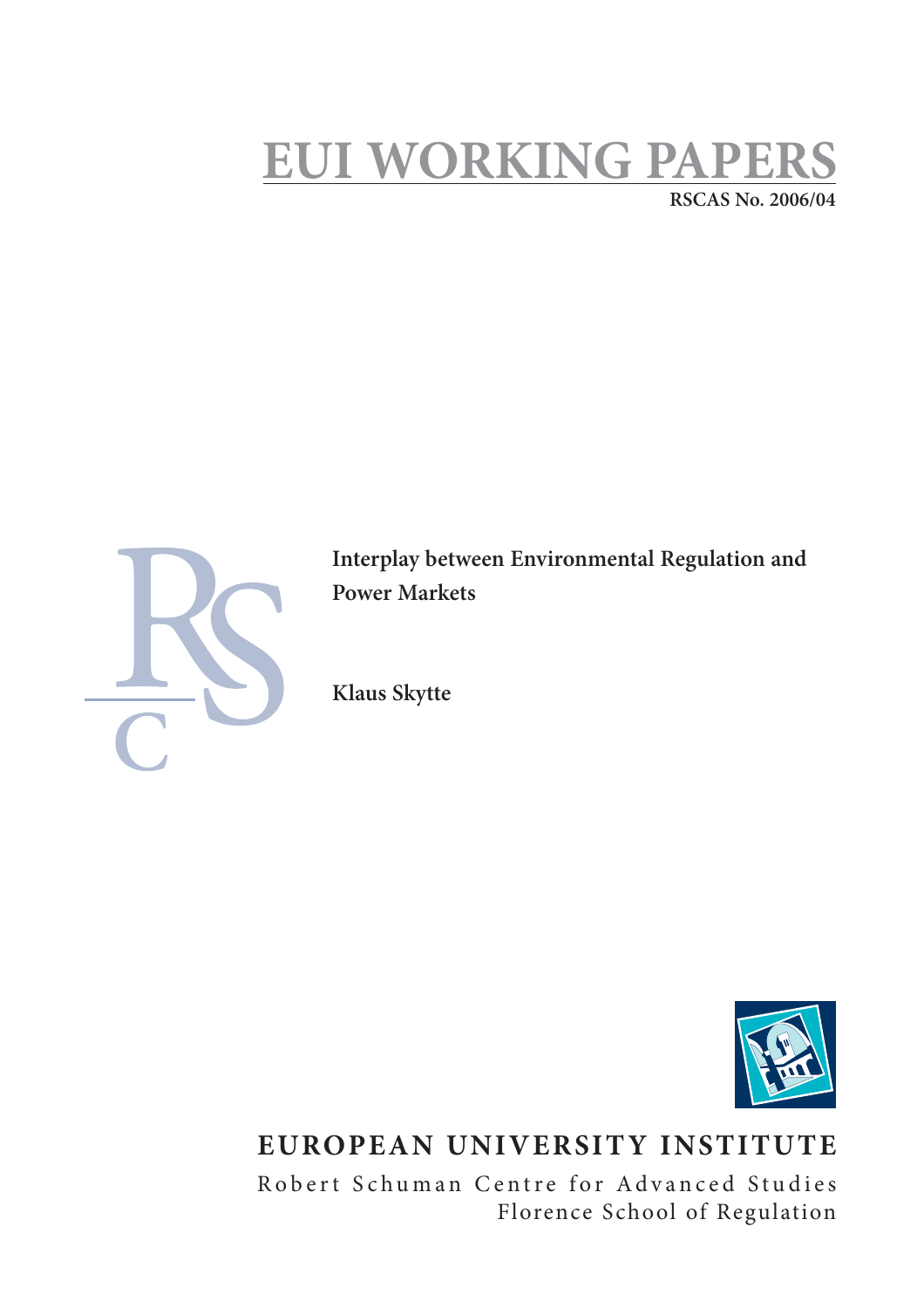# EUI WORKING PAPERS

**RSCAS No. 2006/04**

**Interplay between Environmental Regulation and Power Markets**

**Klaus Skytte**

**EUROPEAN UNIVERSITY INSTITUTE**

Robert Schuman Centre for Advanced Studies

Florence School of Regulation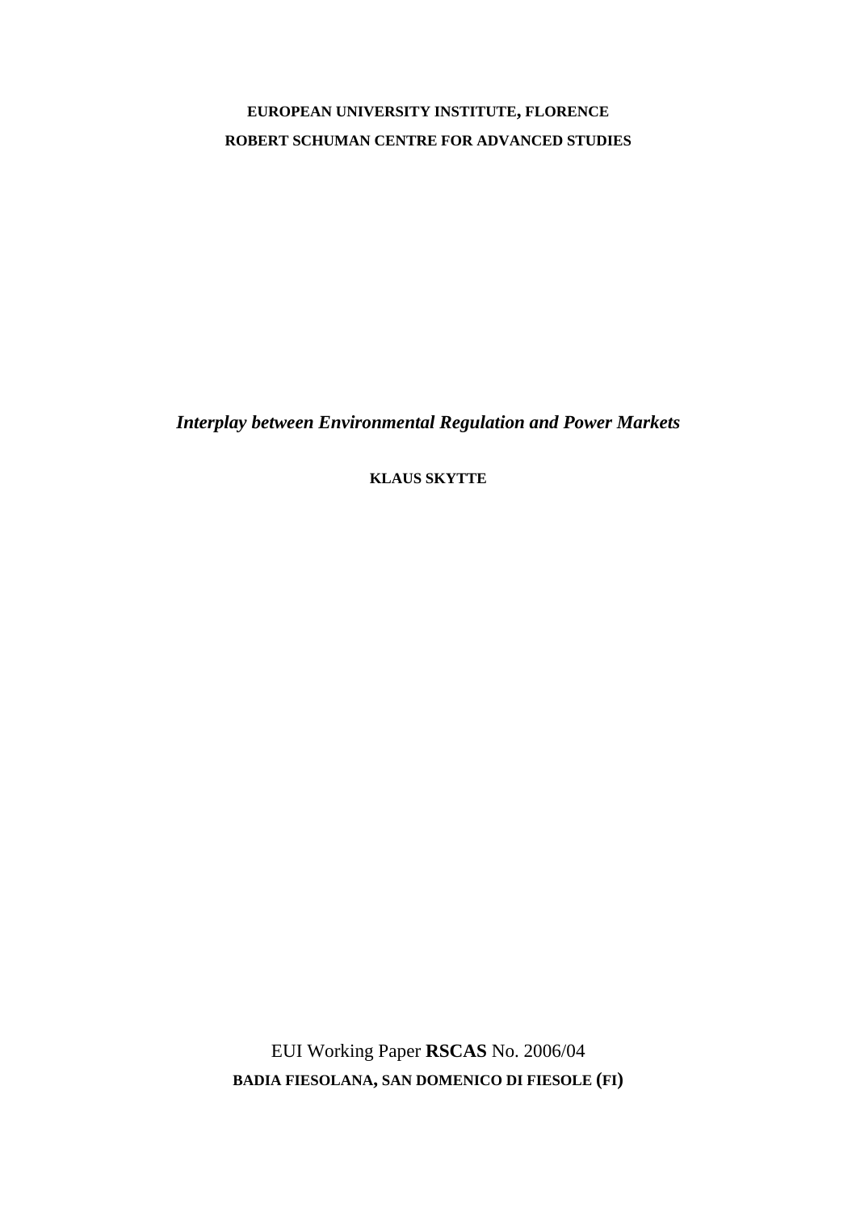**EUROPEAN UNIVERSITY INSTITUTE, FLORENCE**

**ROBERT SCHUMAN CENTRE FOR ADVANCED STUDIES**

***Interplay between Environmental Regulation and Power Markets***

**KLAUS SKYTTE**

EUI Working Paper **RSCAS** No. 2006/04

**BADIA FIESOLANA, SAN DOMENICO DI FIESOLE (FI)**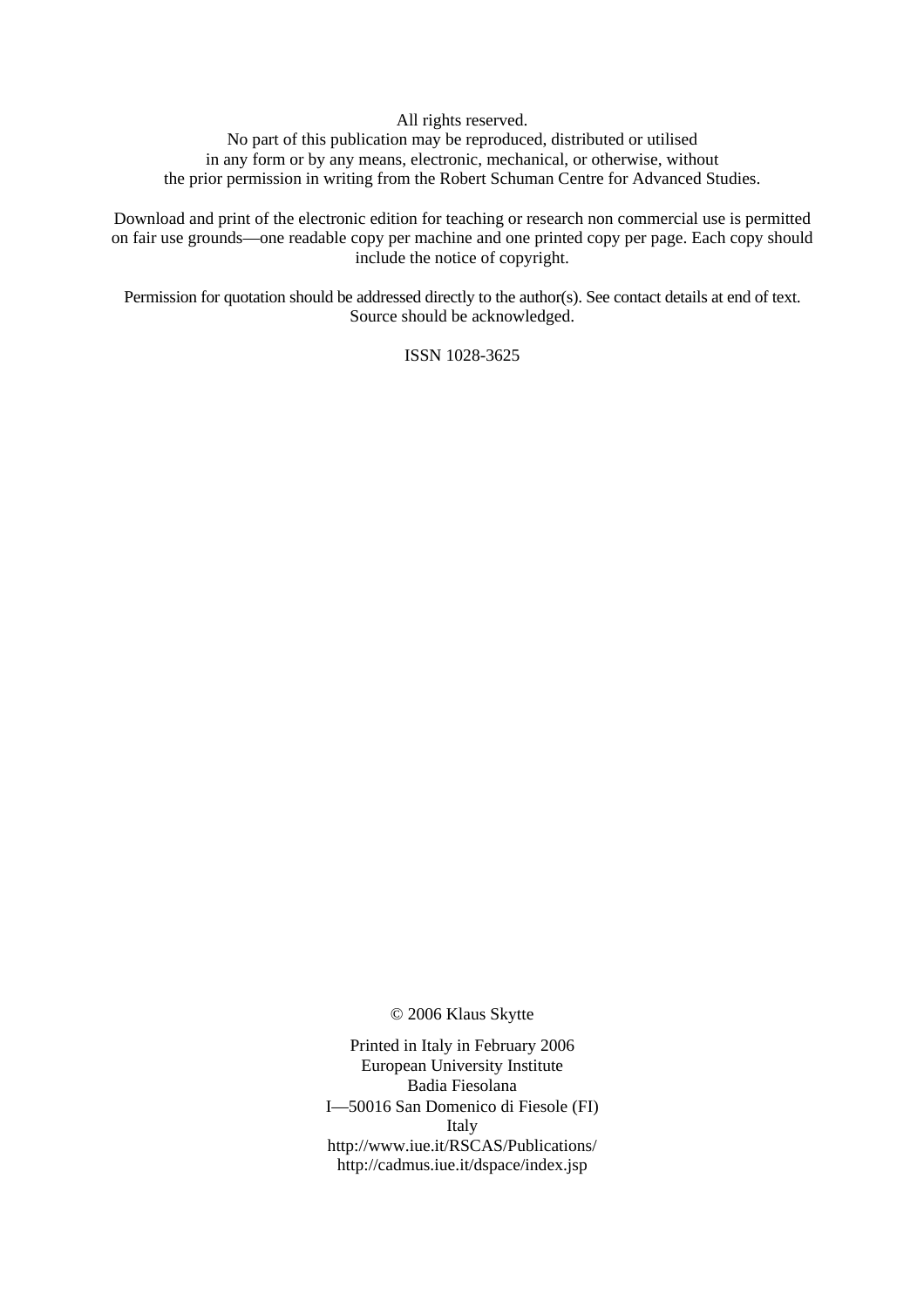All rights reserved.
No part of this publication may be reproduced, distributed or utilised
in any form or by any means, electronic, mechanical, or otherwise, without
the prior permission in writing from the Robert Schuman Centre for Advanced Studies.

Download and print of the electronic edition for teaching or research non commercial use is permitted on fair use grounds—one readable copy per machine and one printed copy per page. Each copy should include the notice of copyright.

Permission for quotation should be addressed directly to the author(s). See contact details at end of text. Source should be acknowledged.

ISSN 1028-3625

© 2006 Klaus Skytte

Printed in Italy in February 2006
European University Institute
Badia Fiesolana
I—50016 San Domenico di Fiesole (FI)
Italy
http://www.iue.it/RSCAS/Publications/
http://cadmus.iue.it/dspace/index.jsp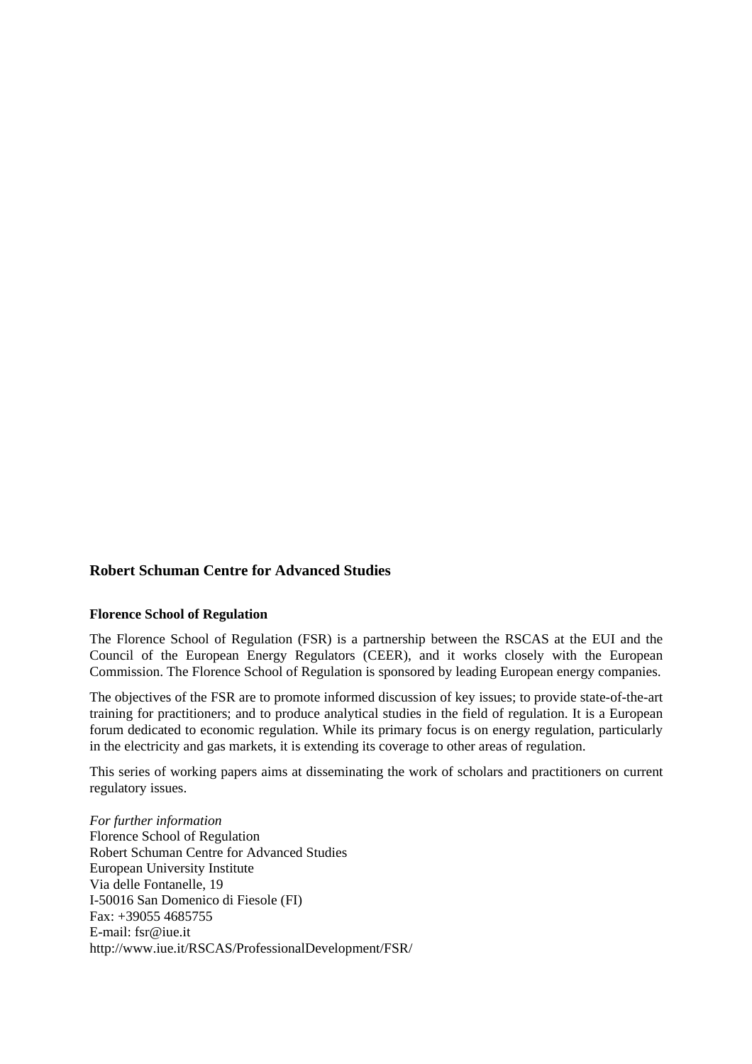## Robert Schuman Centre for Advanced Studies

**Florence School of Regulation**

The Florence School of Regulation (FSR) is a partnership between the RSCAS at the EUI and the Council of the European Energy Regulators (CEER), and it works closely with the European Commission. The Florence School of Regulation is sponsored by leading European energy companies.

The objectives of the FSR are to promote informed discussion of key issues; to provide state-of-the-art training for practitioners; and to produce analytical studies in the field of regulation. It is a European forum dedicated to economic regulation. While its primary focus is on energy regulation, particularly in the electricity and gas markets, it is extending its coverage to other areas of regulation.

This series of working papers aims at disseminating the work of scholars and practitioners on current regulatory issues.

*For further information*
Florence School of Regulation
Robert Schuman Centre for Advanced Studies
European University Institute
Via delle Fontanelle, 19
I-50016 San Domenico di Fiesole (FI)
Fax: +39055 4685755
E-mail: fsr@iue.it
http://www.iue.it/RSCAS/ProfessionalDevelopment/FSR/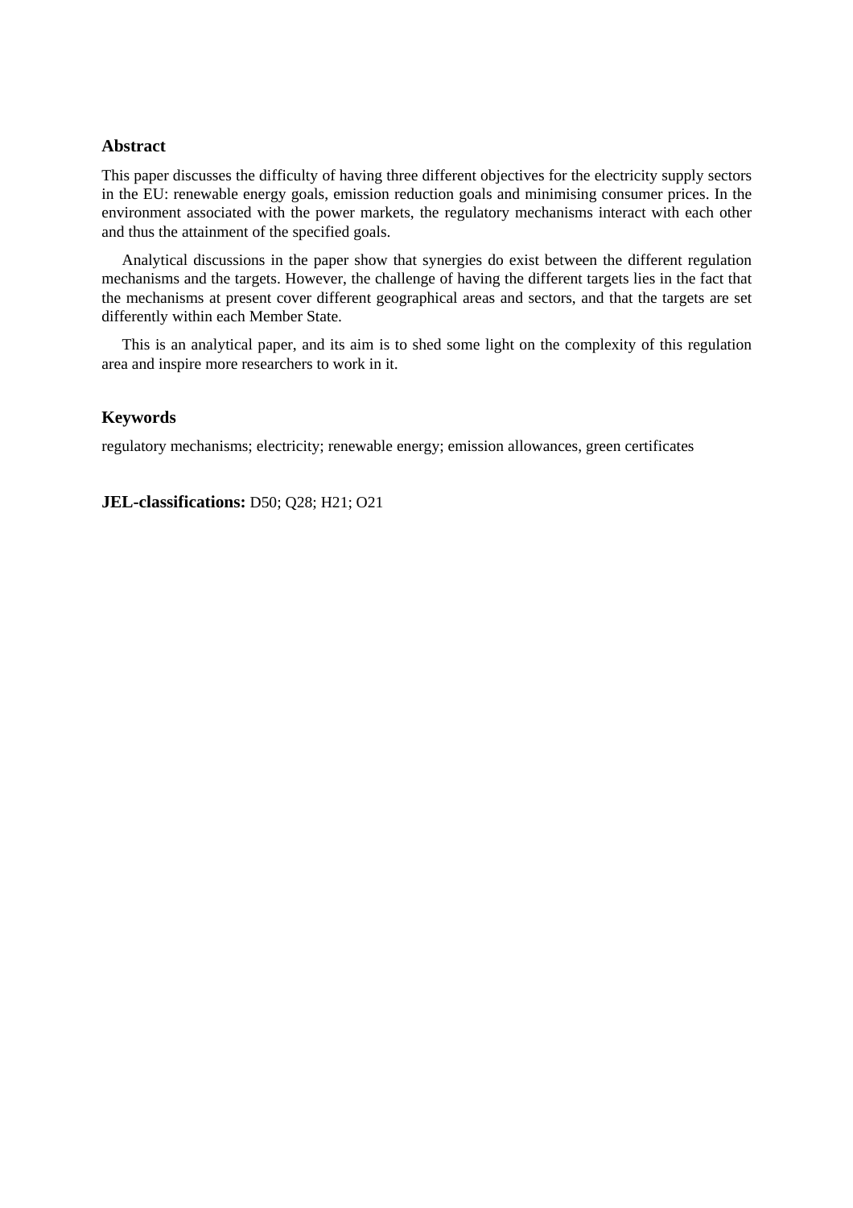## Abstract

This paper discusses the difficulty of having three different objectives for the electricity supply sectors in the EU: renewable energy goals, emission reduction goals and minimising consumer prices. In the environment associated with the power markets, the regulatory mechanisms interact with each other and thus the attainment of the specified goals.

Analytical discussions in the paper show that synergies do exist between the different regulation mechanisms and the targets. However, the challenge of having the different targets lies in the fact that the mechanisms at present cover different geographical areas and sectors, and that the targets are set differently within each Member State.

This is an analytical paper, and its aim is to shed some light on the complexity of this regulation area and inspire more researchers to work in it.

## Keywords

regulatory mechanisms; electricity; renewable energy; emission allowances, green certificates

**JEL-classifications:** D50; Q28; H21; O21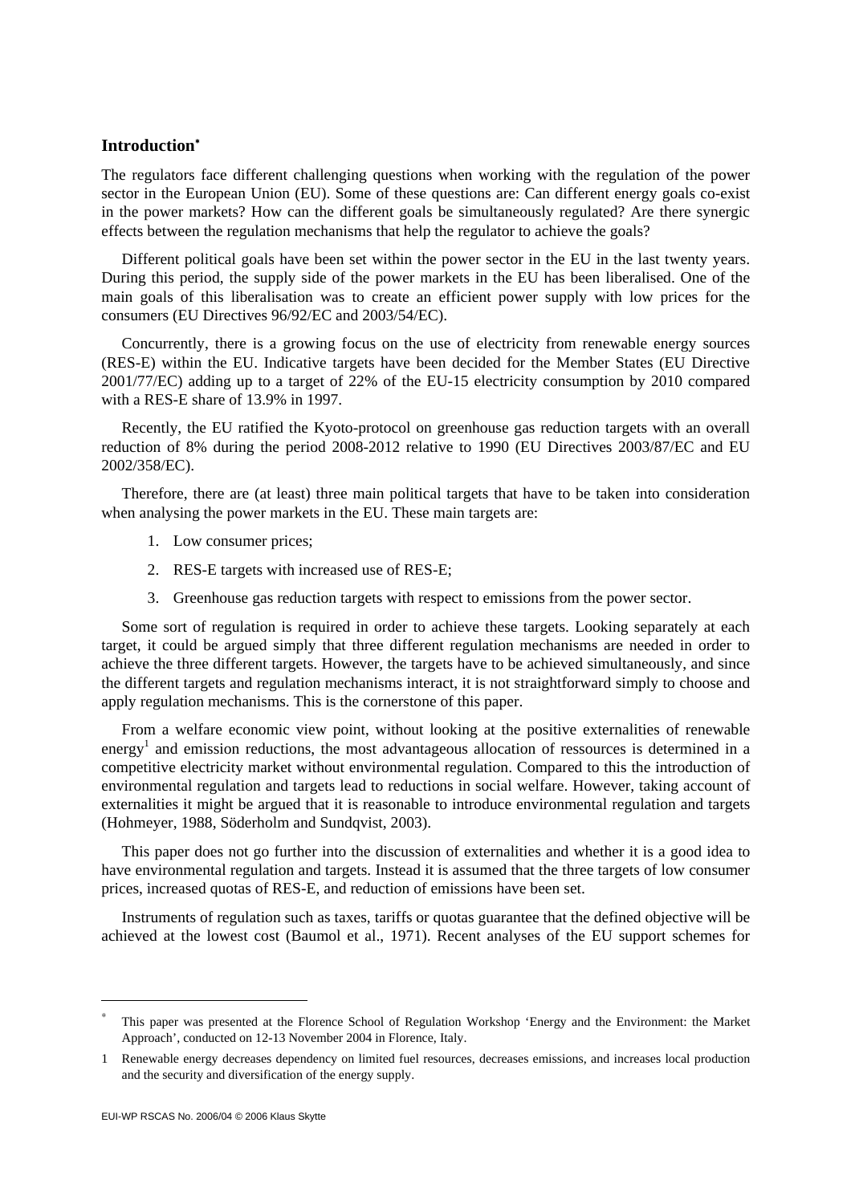## Introduction[*]

The regulators face different challenging questions when working with the regulation of the power sector in the European Union (EU). Some of these questions are: Can different energy goals co-exist in the power markets? How can the different goals be simultaneously regulated? Are there synergic effects between the regulation mechanisms that help the regulator to achieve the goals?

Different political goals have been set within the power sector in the EU in the last twenty years. During this period, the supply side of the power markets in the EU has been liberalised. One of the main goals of this liberalisation was to create an efficient power supply with low prices for the consumers (EU Directives 96/92/EC and 2003/54/EC).

Concurrently, there is a growing focus on the use of electricity from renewable energy sources (RES-E) within the EU. Indicative targets have been decided for the Member States (EU Directive 2001/77/EC) adding up to a target of 22% of the EU-15 electricity consumption by 2010 compared with a RES-E share of 13.9% in 1997.

Recently, the EU ratified the Kyoto-protocol on greenhouse gas reduction targets with an overall reduction of 8% during the period 2008-2012 relative to 1990 (EU Directives 2003/87/EC and EU 2002/358/EC).

Therefore, there are (at least) three main political targets that have to be taken into consideration when analysing the power markets in the EU. These main targets are:

1. Low consumer prices;
2. RES-E targets with increased use of RES-E;
3. Greenhouse gas reduction targets with respect to emissions from the power sector.

Some sort of regulation is required in order to achieve these targets. Looking separately at each target, it could be argued simply that three different regulation mechanisms are needed in order to achieve the three different targets. However, the targets have to be achieved simultaneously, and since the different targets and regulation mechanisms interact, it is not straightforward simply to choose and apply regulation mechanisms. This is the cornerstone of this paper.

From a welfare economic view point, without looking at the positive externalities of renewable energy[1] and emission reductions, the most advantageous allocation of ressources is determined in a competitive electricity market without environmental regulation. Compared to this the introduction of environmental regulation and targets lead to reductions in social welfare. However, taking account of externalities it might be argued that it is reasonable to introduce environmental regulation and targets (Hohmeyer, 1988, Söderholm and Sundqvist, 2003).

This paper does not go further into the discussion of externalities and whether it is a good idea to have environmental regulation and targets. Instead it is assumed that the three targets of low consumer prices, increased quotas of RES-E, and reduction of emissions have been set.

Instruments of regulation such as taxes, tariffs or quotas guarantee that the defined objective will be achieved at the lowest cost (Baumol et al., 1971). Recent analyses of the EU support schemes for

---

[*] This paper was presented at the Florence School of Regulation Workshop 'Energy and the Environment: the Market Approach', conducted on 12-13 November 2004 in Florence, Italy.

[1] Renewable energy decreases dependency on limited fuel resources, decreases emissions, and increases local production and the security and diversification of the energy supply.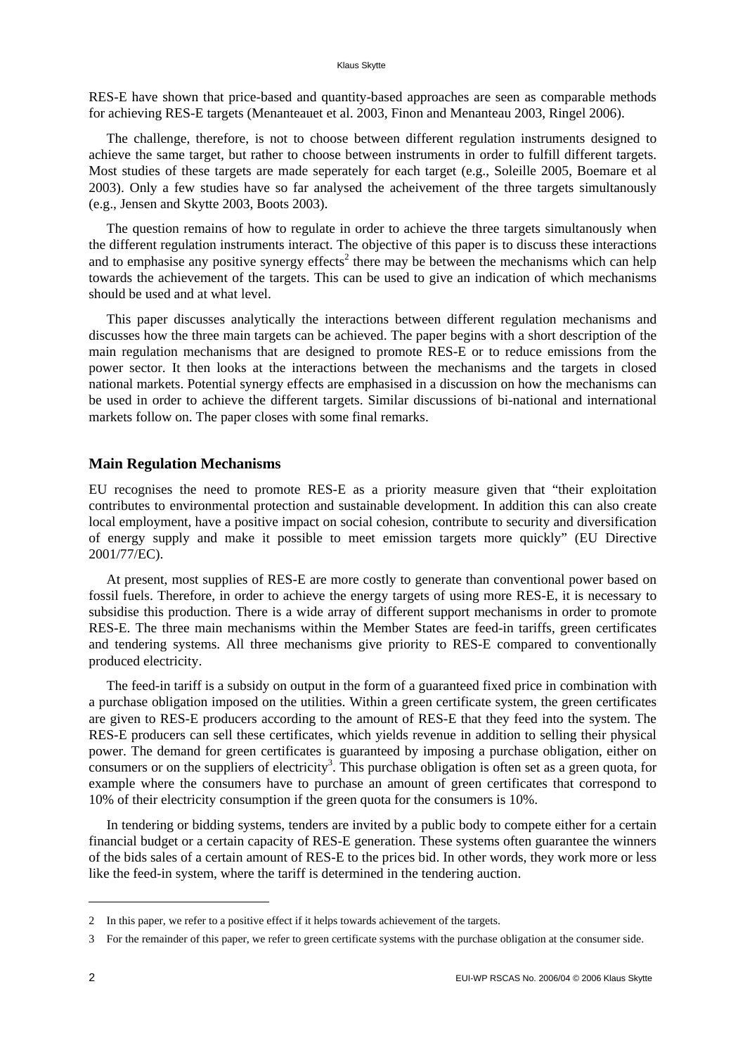RES-E have shown that price-based and quantity-based approaches are seen as comparable methods for achieving RES-E targets (Menanteauet et al. 2003, Finon and Menanteau 2003, Ringel 2006).

The challenge, therefore, is not to choose between different regulation instruments designed to achieve the same target, but rather to choose between instruments in order to fulfill different targets. Most studies of these targets are made seperately for each target (e.g., Soleille 2005, Boemare et al 2003). Only a few studies have so far analysed the acheivement of the three targets simultanously (e.g., Jensen and Skytte 2003, Boots 2003).

The question remains of how to regulate in order to achieve the three targets simultanously when the different regulation instruments interact. The objective of this paper is to discuss these interactions and to emphasise any positive synergy effects[2] there may be between the mechanisms which can help towards the achievement of the targets. This can be used to give an indication of which mechanisms should be used and at what level.

This paper discusses analytically the interactions between different regulation mechanisms and discusses how the three main targets can be achieved. The paper begins with a short description of the main regulation mechanisms that are designed to promote RES-E or to reduce emissions from the power sector. It then looks at the interactions between the mechanisms and the targets in closed national markets. Potential synergy effects are emphasised in a discussion on how the mechanisms can be used in order to achieve the different targets. Similar discussions of bi-national and international markets follow on. The paper closes with some final remarks.

## Main Regulation Mechanisms

EU recognises the need to promote RES-E as a priority measure given that "their exploitation contributes to environmental protection and sustainable development. In addition this can also create local employment, have a positive impact on social cohesion, contribute to security and diversification of energy supply and make it possible to meet emission targets more quickly" (EU Directive 2001/77/EC).

At present, most supplies of RES-E are more costly to generate than conventional power based on fossil fuels. Therefore, in order to achieve the energy targets of using more RES-E, it is necessary to subsidise this production. There is a wide array of different support mechanisms in order to promote RES-E. The three main mechanisms within the Member States are feed-in tariffs, green certificates and tendering systems. All three mechanisms give priority to RES-E compared to conventionally produced electricity.

The feed-in tariff is a subsidy on output in the form of a guaranteed fixed price in combination with a purchase obligation imposed on the utilities. Within a green certificate system, the green certificates are given to RES-E producers according to the amount of RES-E that they feed into the system. The RES-E producers can sell these certificates, which yields revenue in addition to selling their physical power. The demand for green certificates is guaranteed by imposing a purchase obligation, either on consumers or on the suppliers of electricity[3]. This purchase obligation is often set as a green quota, for example where the consumers have to purchase an amount of green certificates that correspond to 10% of their electricity consumption if the green quota for the consumers is 10%.

In tendering or bidding systems, tenders are invited by a public body to compete either for a certain financial budget or a certain capacity of RES-E generation. These systems often guarantee the winners of the bids sales of a certain amount of RES-E to the prices bid. In other words, they work more or less like the feed-in system, where the tariff is determined in the tendering auction.

---

2 In this paper, we refer to a positive effect if it helps towards achievement of the targets.

3 For the remainder of this paper, we refer to green certificate systems with the purchase obligation at the consumer side.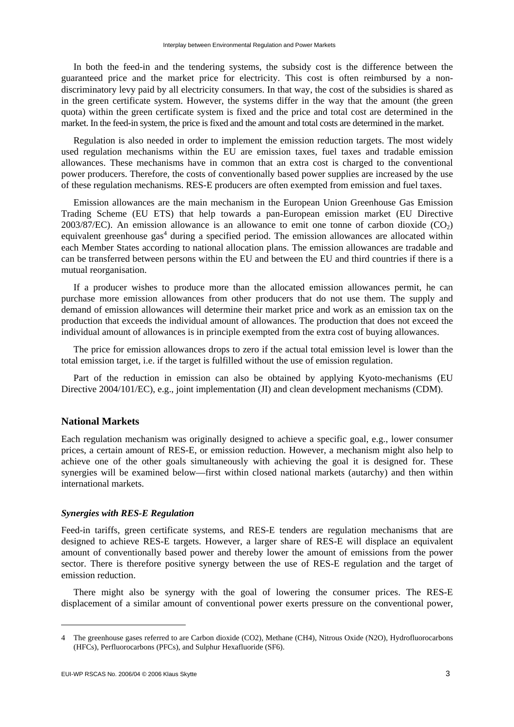In both the feed-in and the tendering systems, the subsidy cost is the difference between the guaranteed price and the market price for electricity. This cost is often reimbursed by a non-discriminatory levy paid by all electricity consumers. In that way, the cost of the subsidies is shared as in the green certificate system. However, the systems differ in the way that the amount (the green quota) within the green certificate system is fixed and the price and total cost are determined in the market. In the feed-in system, the price is fixed and the amount and total costs are determined in the market.

Regulation is also needed in order to implement the emission reduction targets. The most widely used regulation mechanisms within the EU are emission taxes, fuel taxes and tradable emission allowances. These mechanisms have in common that an extra cost is charged to the conventional power producers. Therefore, the costs of conventionally based power supplies are increased by the use of these regulation mechanisms. RES-E producers are often exempted from emission and fuel taxes.

Emission allowances are the main mechanism in the European Union Greenhouse Gas Emission Trading Scheme (EU ETS) that help towards a pan-European emission market (EU Directive 2003/87/EC). An emission allowance is an allowance to emit one tonne of carbon dioxide ($CO_2$) equivalent greenhouse gas[4] during a specified period. The emission allowances are allocated within each Member States according to national allocation plans. The emission allowances are tradable and can be transferred between persons within the EU and between the EU and third countries if there is a mutual reorganisation.

If a producer wishes to produce more than the allocated emission allowances permit, he can purchase more emission allowances from other producers that do not use them. The supply and demand of emission allowances will determine their market price and work as an emission tax on the production that exceeds the individual amount of allowances. The production that does not exceed the individual amount of allowances is in principle exempted from the extra cost of buying allowances.

The price for emission allowances drops to zero if the actual total emission level is lower than the total emission target, i.e. if the target is fulfilled without the use of emission regulation.

Part of the reduction in emission can also be obtained by applying Kyoto-mechanisms (EU Directive 2004/101/EC), e.g., joint implementation (JI) and clean development mechanisms (CDM).

## National Markets

Each regulation mechanism was originally designed to achieve a specific goal, e.g., lower consumer prices, a certain amount of RES-E, or emission reduction. However, a mechanism might also help to achieve one of the other goals simultaneously with achieving the goal it is designed for. These synergies will be examined below—first within closed national markets (autarchy) and then within international markets.

### *Synergies with RES-E Regulation*

Feed-in tariffs, green certificate systems, and RES-E tenders are regulation mechanisms that are designed to achieve RES-E targets. However, a larger share of RES-E will displace an equivalent amount of conventionally based power and thereby lower the amount of emissions from the power sector. There is therefore positive synergy between the use of RES-E regulation and the target of emission reduction.

There might also be synergy with the goal of lowering the consumer prices. The RES-E displacement of a similar amount of conventional power exerts pressure on the conventional power,

---

4 The greenhouse gases referred to are Carbon dioxide (CO2), Methane (CH4), Nitrous Oxide (N2O), Hydrofluorocarbons (HFCs), Perfluorocarbons (PFCs), and Sulphur Hexafluoride (SF6).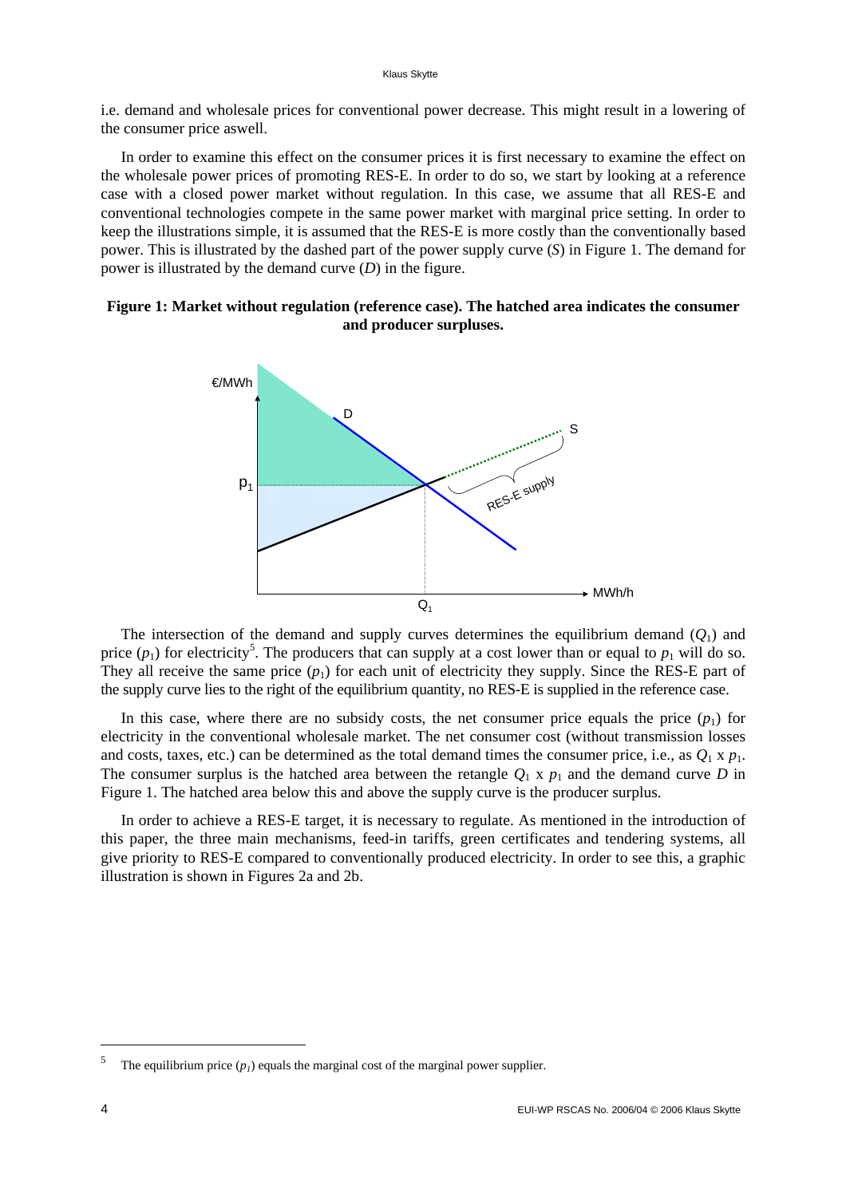i.e. demand and wholesale prices for conventional power decrease. This might result in a lowering of the consumer price aswell.

In order to examine this effect on the consumer prices it is first necessary to examine the effect on the wholesale power prices of promoting RES-E. In order to do so, we start by looking at a reference case with a closed power market without regulation. In this case, we assume that all RES-E and conventional technologies compete in the same power market with marginal price setting. In order to keep the illustrations simple, it is assumed that the RES-E is more costly than the conventionally based power. This is illustrated by the dashed part of the power supply curve (*S*) in Figure 1. The demand for power is illustrated by the demand curve (*D*) in the figure.

**Figure 1: Market without regulation (reference case). The hatched area indicates the consumer and producer surpluses.**

The intersection of the demand and supply curves determines the equilibrium demand ($Q_1$) and price ($p_1$) for electricity[5]. The producers that can supply at a cost lower than or equal to $p_1$ will do so. They all receive the same price ($p_1$) for each unit of electricity they supply. Since the RES-E part of the supply curve lies to the right of the equilibrium quantity, no RES-E is supplied in the reference case.

In this case, where there are no subsidy costs, the net consumer price equals the price ($p_1$) for electricity in the conventional wholesale market. The net consumer cost (without transmission losses and costs, taxes, etc.) can be determined as the total demand times the consumer price, i.e., as $Q_1$ x $p_1$. The consumer surplus is the hatched area between the retangle $Q_1$ x $p_1$ and the demand curve *D* in Figure 1. The hatched area below this and above the supply curve is the producer surplus.

In order to achieve a RES-E target, it is necessary to regulate. As mentioned in the introduction of this paper, the three main mechanisms, feed-in tariffs, green certificates and tendering systems, all give priority to RES-E compared to conventionally produced electricity. In order to see this, a graphic illustration is shown in Figures 2a and 2b.

[5] The equilibrium price ($p_1$) equals the marginal cost of the marginal power supplier.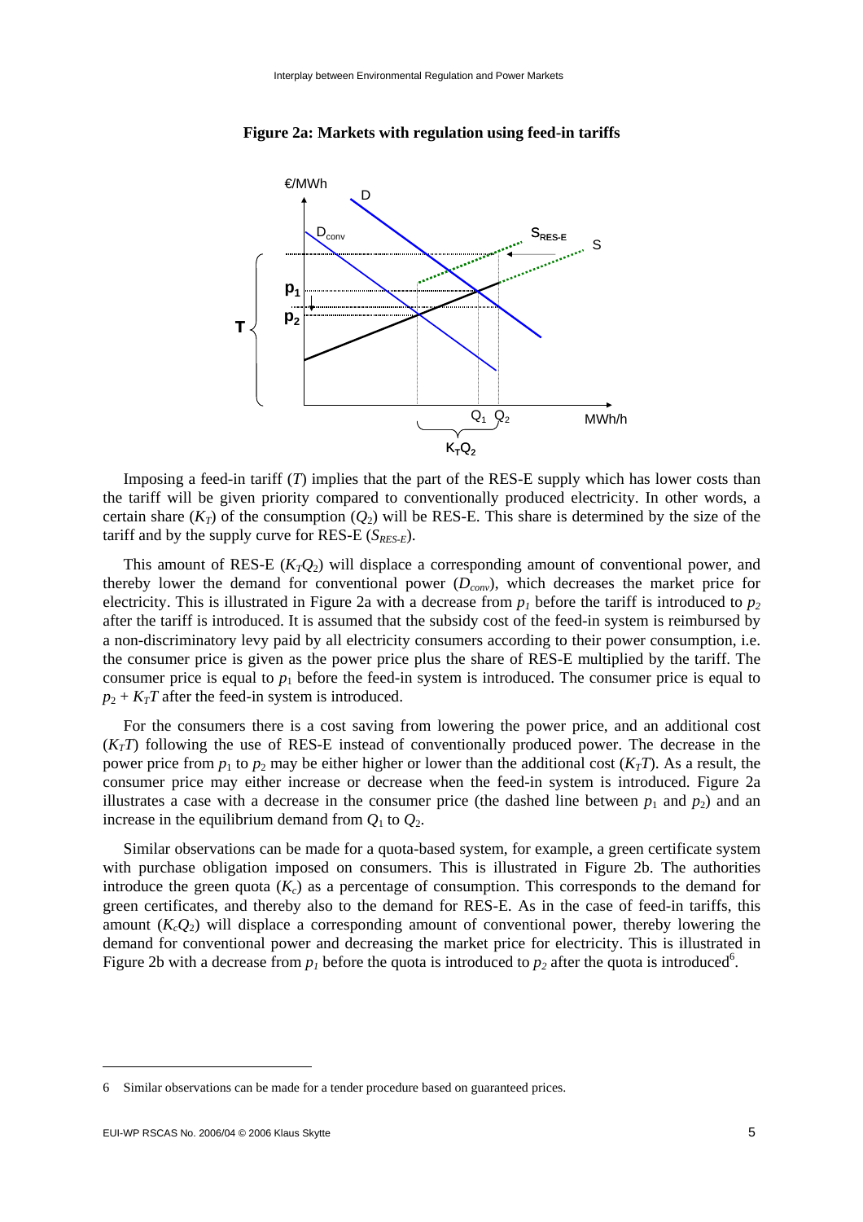**Figure 2a: Markets with regulation using feed-in tariffs**

Imposing a feed-in tariff ($T$) implies that the part of the RES-E supply which has lower costs than the tariff will be given priority compared to conventionally produced electricity. In other words, a certain share ($K_T$) of the consumption ($Q_2$) will be RES-E. This share is determined by the size of the tariff and by the supply curve for RES-E ($S_{RES\text{-}E}$).

This amount of RES-E ($K_TQ_2$) will displace a corresponding amount of conventional power, and thereby lower the demand for conventional power ($D_{conv}$), which decreases the market price for electricity. This is illustrated in Figure 2a with a decrease from $p_1$ before the tariff is introduced to $p_2$ after the tariff is introduced. It is assumed that the subsidy cost of the feed-in system is reimbursed by a non-discriminatory levy paid by all electricity consumers according to their power consumption, i.e. the consumer price is given as the power price plus the share of RES-E multiplied by the tariff. The consumer price is equal to $p_1$ before the feed-in system is introduced. The consumer price is equal to $p_2 + K_TT$ after the feed-in system is introduced.

For the consumers there is a cost saving from lowering the power price, and an additional cost ($K_TT$) following the use of RES-E instead of conventionally produced power. The decrease in the power price from $p_1$ to $p_2$ may be either higher or lower than the additional cost ($K_TT$). As a result, the consumer price may either increase or decrease when the feed-in system is introduced. Figure 2a illustrates a case with a decrease in the consumer price (the dashed line between $p_1$ and $p_2$) and an increase in the equilibrium demand from $Q_1$ to $Q_2$.

Similar observations can be made for a quota-based system, for example, a green certificate system with purchase obligation imposed on consumers. This is illustrated in Figure 2b. The authorities introduce the green quota ($K_c$) as a percentage of consumption. This corresponds to the demand for green certificates, and thereby also to the demand for RES-E. As in the case of feed-in tariffs, this amount ($K_cQ_2$) will displace a corresponding amount of conventional power, thereby lowering the demand for conventional power and decreasing the market price for electricity. This is illustrated in Figure 2b with a decrease from $p_1$ before the quota is introduced to $p_2$ after the quota is introduced[6].

---

6 Similar observations can be made for a tender procedure based on guaranteed prices.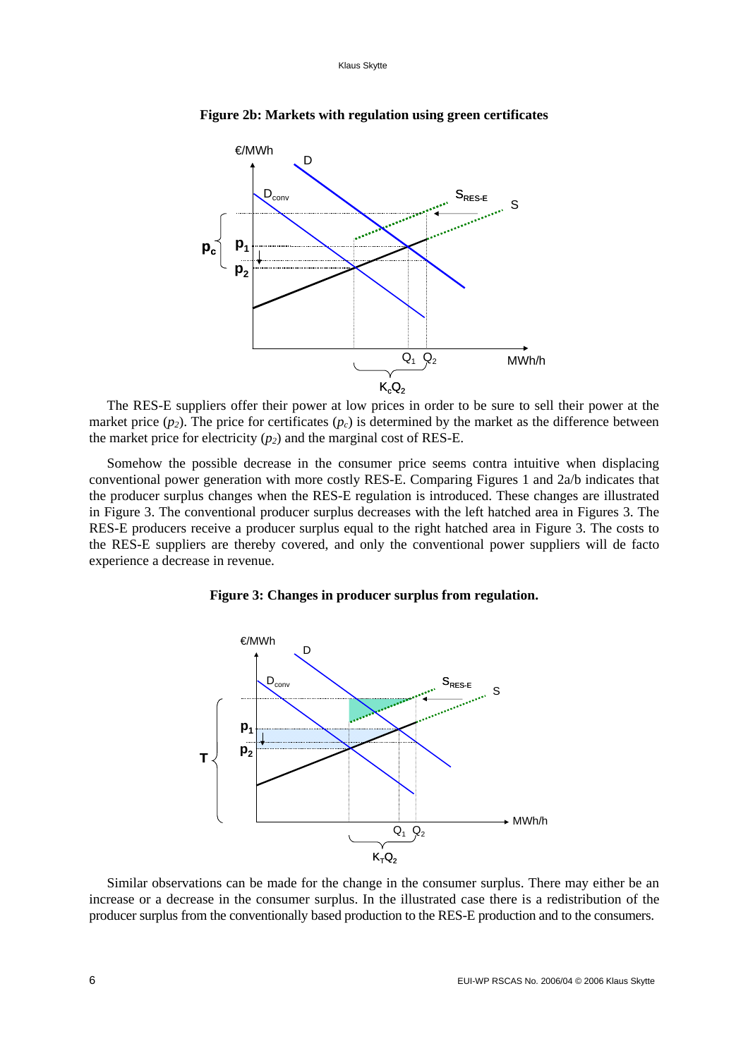**Figure 2b: Markets with regulation using green certificates**

The RES-E suppliers offer their power at low prices in order to be sure to sell their power at the market price ($p_2$). The price for certificates ($p_c$) is determined by the market as the difference between the market price for electricity ($p_2$) and the marginal cost of RES-E.

Somehow the possible decrease in the consumer price seems contra intuitive when displacing conventional power generation with more costly RES-E. Comparing Figures 1 and 2a/b indicates that the producer surplus changes when the RES-E regulation is introduced. These changes are illustrated in Figure 3. The conventional producer surplus decreases with the left hatched area in Figures 3. The RES-E producers receive a producer surplus equal to the right hatched area in Figure 3. The costs to the RES-E suppliers are thereby covered, and only the conventional power suppliers will de facto experience a decrease in revenue.

**Figure 3: Changes in producer surplus from regulation.**

Similar observations can be made for the change in the consumer surplus. There may either be an increase or a decrease in the consumer surplus. In the illustrated case there is a redistribution of the producer surplus from the conventionally based production to the RES-E production and to the consumers.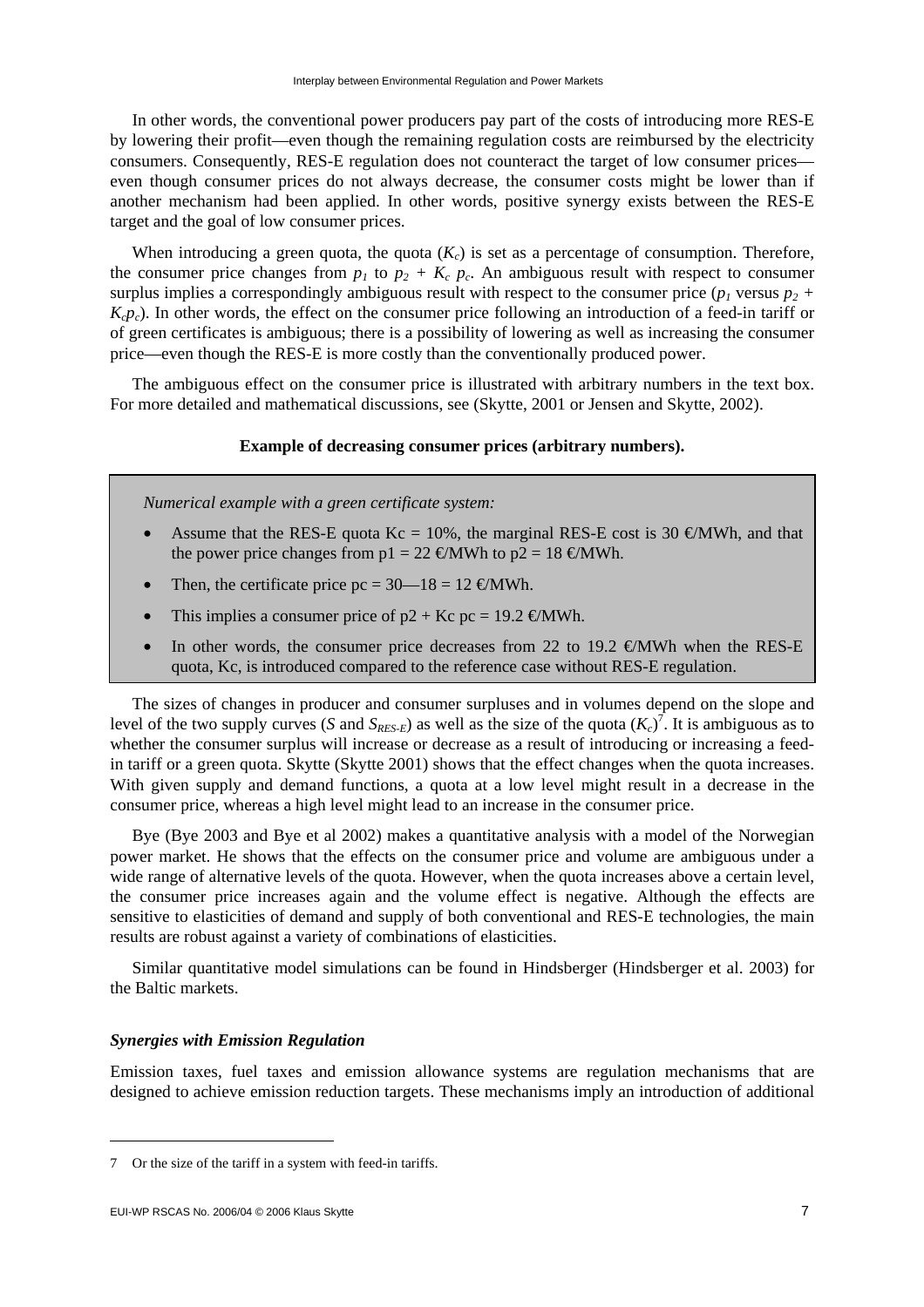In other words, the conventional power producers pay part of the costs of introducing more RES-E by lowering their profit—even though the remaining regulation costs are reimbursed by the electricity consumers. Consequently, RES-E regulation does not counteract the target of low consumer prices—even though consumer prices do not always decrease, the consumer costs might be lower than if another mechanism had been applied. In other words, positive synergy exists between the RES-E target and the goal of low consumer prices.

When introducing a green quota, the quota ($K_c$) is set as a percentage of consumption. Therefore, the consumer price changes from $p_1$ to $p_2 + K_c\, p_c$. An ambiguous result with respect to consumer surplus implies a correspondingly ambiguous result with respect to the consumer price ($p_1$ versus $p_2 + K_c p_c$). In other words, the effect on the consumer price following an introduction of a feed-in tariff or of green certificates is ambiguous; there is a possibility of lowering as well as increasing the consumer price—even though the RES-E is more costly than the conventionally produced power.

The ambiguous effect on the consumer price is illustrated with arbitrary numbers in the text box. For more detailed and mathematical discussions, see (Skytte, 2001 or Jensen and Skytte, 2002).

**Example of decreasing consumer prices (arbitrary numbers).**

*Numerical example with a green certificate system:*

- Assume that the RES-E quota Kc = 10%, the marginal RES-E cost is 30 €/MWh, and that the power price changes from p1 = 22 €/MWh to p2 = 18 €/MWh.
- Then, the certificate price pc = 30—18 = 12 €/MWh.
- This implies a consumer price of p2 + Kc pc = 19.2 €/MWh.
- In other words, the consumer price decreases from 22 to 19.2 €/MWh when the RES-E quota, Kc, is introduced compared to the reference case without RES-E regulation.

The sizes of changes in producer and consumer surpluses and in volumes depend on the slope and level of the two supply curves ($S$ and $S_{RES\text{-}E}$) as well as the size of the quota ($K_c$)[7]. It is ambiguous as to whether the consumer surplus will increase or decrease as a result of introducing or increasing a feed-in tariff or a green quota. Skytte (Skytte 2001) shows that the effect changes when the quota increases. With given supply and demand functions, a quota at a low level might result in a decrease in the consumer price, whereas a high level might lead to an increase in the consumer price.

Bye (Bye 2003 and Bye et al 2002) makes a quantitative analysis with a model of the Norwegian power market. He shows that the effects on the consumer price and volume are ambiguous under a wide range of alternative levels of the quota. However, when the quota increases above a certain level, the consumer price increases again and the volume effect is negative. Although the effects are sensitive to elasticities of demand and supply of both conventional and RES-E technologies, the main results are robust against a variety of combinations of elasticities.

Similar quantitative model simulations can be found in Hindsberger (Hindsberger et al. 2003) for the Baltic markets.

### *Synergies with Emission Regulation*

Emission taxes, fuel taxes and emission allowance systems are regulation mechanisms that are designed to achieve emission reduction targets. These mechanisms imply an introduction of additional

---

7 Or the size of the tariff in a system with feed-in tariffs.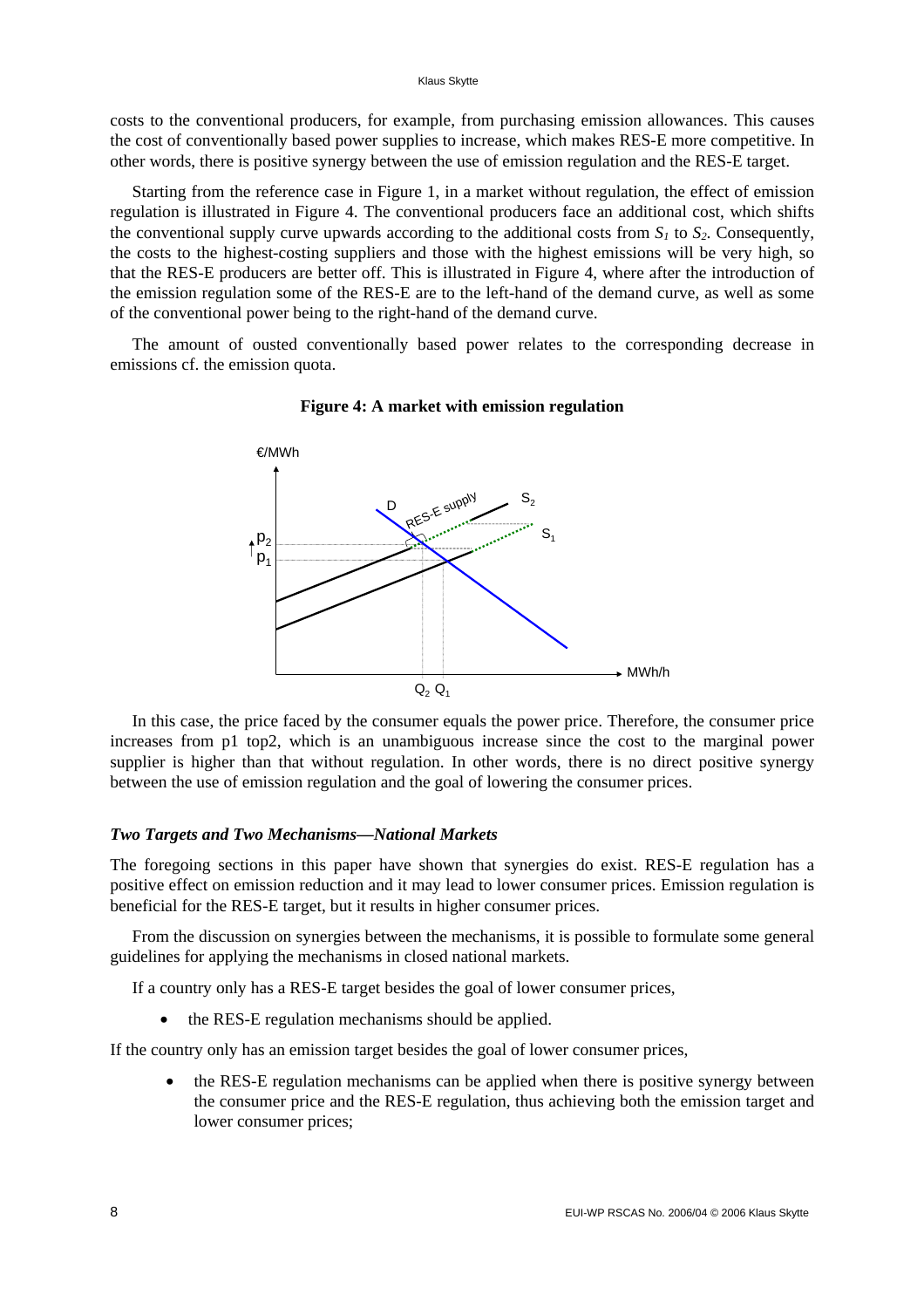costs to the conventional producers, for example, from purchasing emission allowances. This causes the cost of conventionally based power supplies to increase, which makes RES-E more competitive. In other words, there is positive synergy between the use of emission regulation and the RES-E target.

Starting from the reference case in Figure 1, in a market without regulation, the effect of emission regulation is illustrated in Figure 4. The conventional producers face an additional cost, which shifts the conventional supply curve upwards according to the additional costs from $S_1$ to $S_2$. Consequently, the costs to the highest-costing suppliers and those with the highest emissions will be very high, so that the RES-E producers are better off. This is illustrated in Figure 4, where after the introduction of the emission regulation some of the RES-E are to the left-hand of the demand curve, as well as some of the conventional power being to the right-hand of the demand curve.

The amount of ousted conventionally based power relates to the corresponding decrease in emissions cf. the emission quota.

**Figure 4: A market with emission regulation**

In this case, the price faced by the consumer equals the power price. Therefore, the consumer price increases from p1 top2, which is an unambiguous increase since the cost to the marginal power supplier is higher than that without regulation. In other words, there is no direct positive synergy between the use of emission regulation and the goal of lowering the consumer prices.

### *Two Targets and Two Mechanisms—National Markets*

The foregoing sections in this paper have shown that synergies do exist. RES-E regulation has a positive effect on emission reduction and it may lead to lower consumer prices. Emission regulation is beneficial for the RES-E target, but it results in higher consumer prices.

From the discussion on synergies between the mechanisms, it is possible to formulate some general guidelines for applying the mechanisms in closed national markets.

If a country only has a RES-E target besides the goal of lower consumer prices,

- the RES-E regulation mechanisms should be applied.

If the country only has an emission target besides the goal of lower consumer prices,

- the RES-E regulation mechanisms can be applied when there is positive synergy between the consumer price and the RES-E regulation, thus achieving both the emission target and lower consumer prices;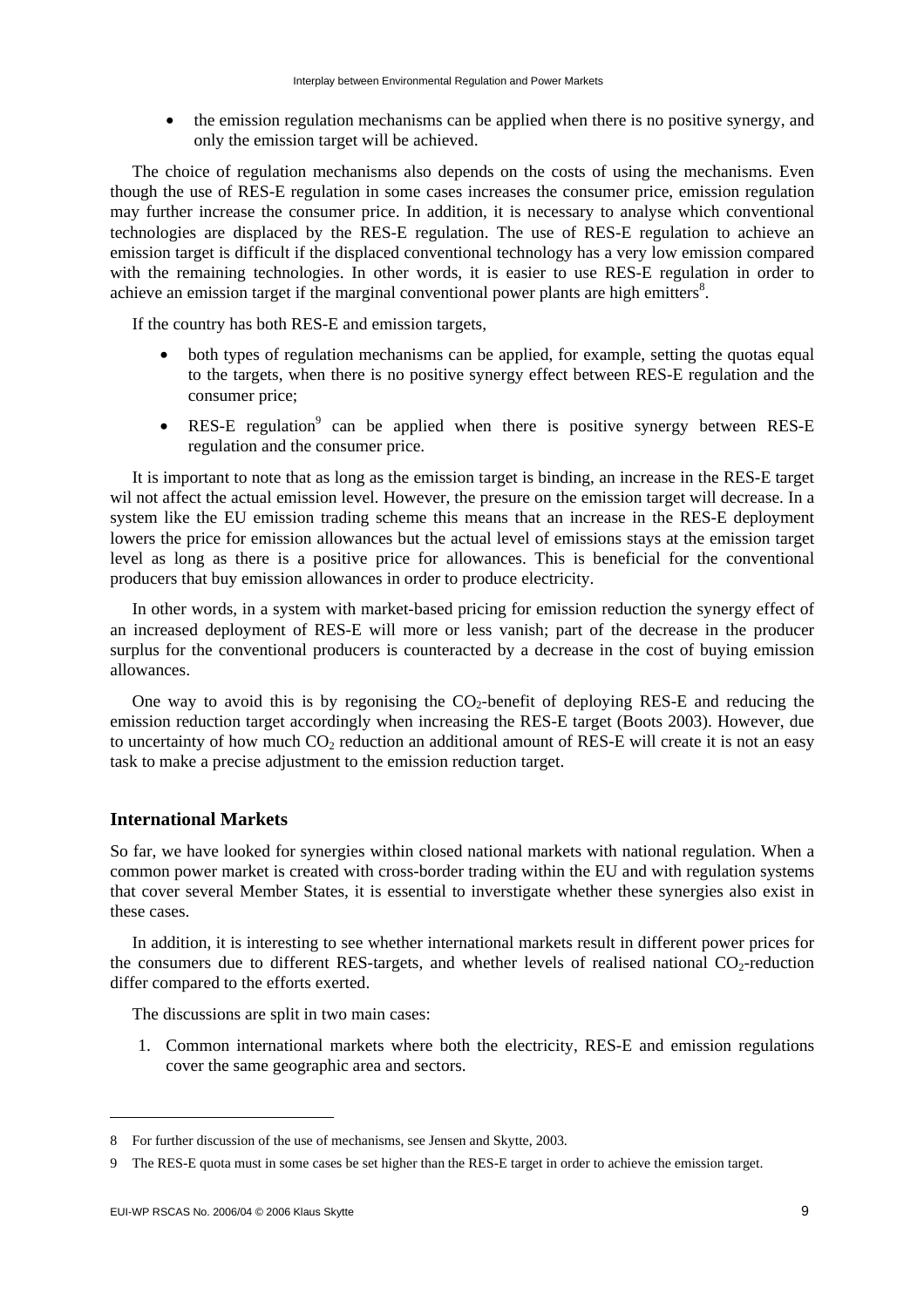- the emission regulation mechanisms can be applied when there is no positive synergy, and only the emission target will be achieved.

The choice of regulation mechanisms also depends on the costs of using the mechanisms. Even though the use of RES-E regulation in some cases increases the consumer price, emission regulation may further increase the consumer price. In addition, it is necessary to analyse which conventional technologies are displaced by the RES-E regulation. The use of RES-E regulation to achieve an emission target is difficult if the displaced conventional technology has a very low emission compared with the remaining technologies. In other words, it is easier to use RES-E regulation in order to achieve an emission target if the marginal conventional power plants are high emitters[8].

If the country has both RES-E and emission targets,

- both types of regulation mechanisms can be applied, for example, setting the quotas equal to the targets, when there is no positive synergy effect between RES-E regulation and the consumer price;
- RES-E regulation[9] can be applied when there is positive synergy between RES-E regulation and the consumer price.

It is important to note that as long as the emission target is binding, an increase in the RES-E target wil not affect the actual emission level. However, the presure on the emission target will decrease. In a system like the EU emission trading scheme this means that an increase in the RES-E deployment lowers the price for emission allowances but the actual level of emissions stays at the emission target level as long as there is a positive price for allowances. This is beneficial for the conventional producers that buy emission allowances in order to produce electricity.

In other words, in a system with market-based pricing for emission reduction the synergy effect of an increased deployment of RES-E will more or less vanish; part of the decrease in the producer surplus for the conventional producers is counteracted by a decrease in the cost of buying emission allowances.

One way to avoid this is by regonising the $CO_2$-benefit of deploying RES-E and reducing the emission reduction target accordingly when increasing the RES-E target (Boots 2003). However, due to uncertainty of how much $CO_2$ reduction an additional amount of RES-E will create it is not an easy task to make a precise adjustment to the emission reduction target.

## International Markets

So far, we have looked for synergies within closed national markets with national regulation. When a common power market is created with cross-border trading within the EU and with regulation systems that cover several Member States, it is essential to inverstigate whether these synergies also exist in these cases.

In addition, it is interesting to see whether international markets result in different power prices for the consumers due to different RES-targets, and whether levels of realised national $CO_2$-reduction differ compared to the efforts exerted.

The discussions are split in two main cases:

1. Common international markets where both the electricity, RES-E and emission regulations cover the same geographic area and sectors.

---

8 For further discussion of the use of mechanisms, see Jensen and Skytte, 2003.

9 The RES-E quota must in some cases be set higher than the RES-E target in order to achieve the emission target.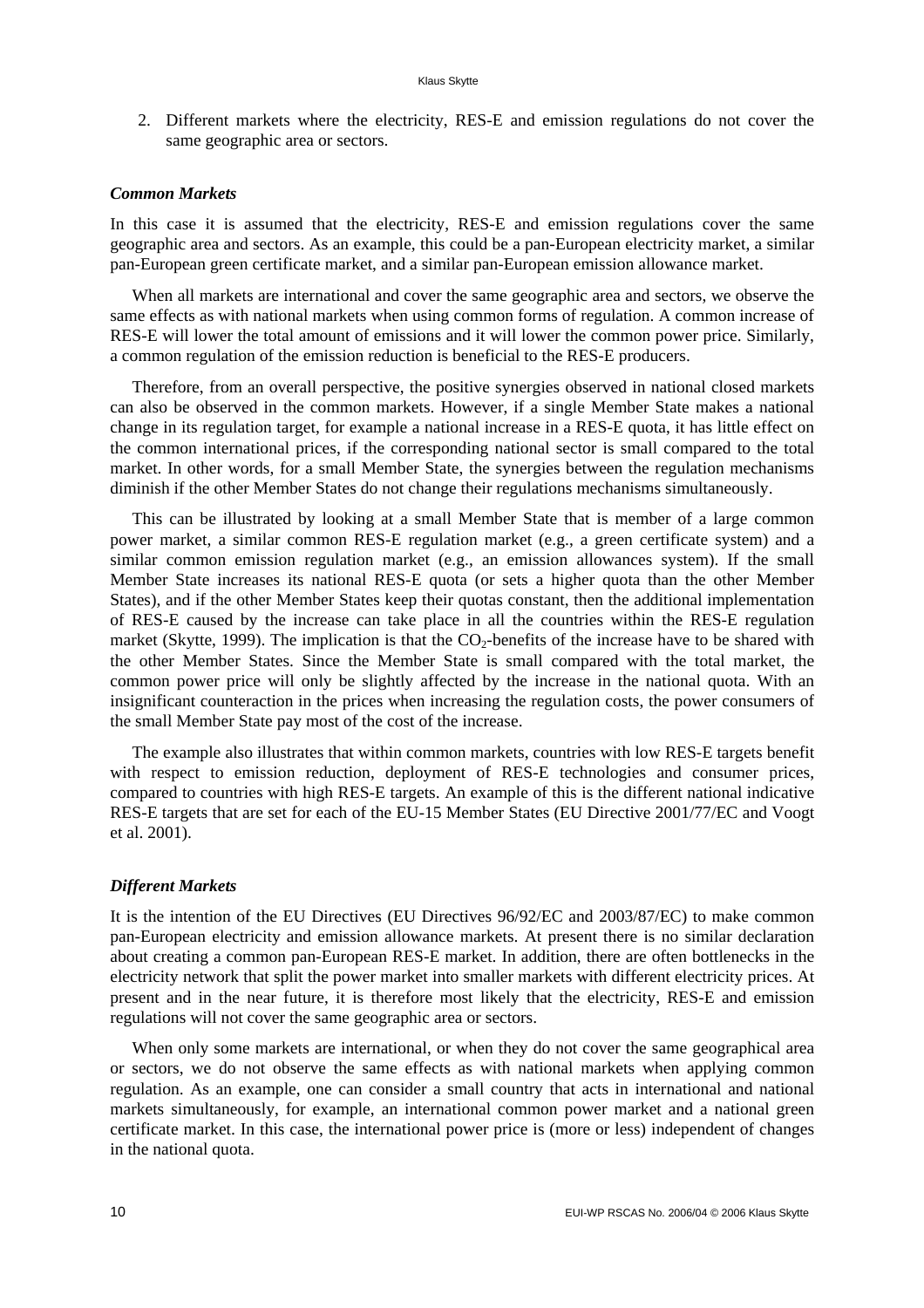2. Different markets where the electricity, RES-E and emission regulations do not cover the same geographic area or sectors.

### *Common Markets*

In this case it is assumed that the electricity, RES-E and emission regulations cover the same geographic area and sectors. As an example, this could be a pan-European electricity market, a similar pan-European green certificate market, and a similar pan-European emission allowance market.

When all markets are international and cover the same geographic area and sectors, we observe the same effects as with national markets when using common forms of regulation. A common increase of RES-E will lower the total amount of emissions and it will lower the common power price. Similarly, a common regulation of the emission reduction is beneficial to the RES-E producers.

Therefore, from an overall perspective, the positive synergies observed in national closed markets can also be observed in the common markets. However, if a single Member State makes a national change in its regulation target, for example a national increase in a RES-E quota, it has little effect on the common international prices, if the corresponding national sector is small compared to the total market. In other words, for a small Member State, the synergies between the regulation mechanisms diminish if the other Member States do not change their regulations mechanisms simultaneously.

This can be illustrated by looking at a small Member State that is member of a large common power market, a similar common RES-E regulation market (e.g., a green certificate system) and a similar common emission regulation market (e.g., an emission allowances system). If the small Member State increases its national RES-E quota (or sets a higher quota than the other Member States), and if the other Member States keep their quotas constant, then the additional implementation of RES-E caused by the increase can take place in all the countries within the RES-E regulation market (Skytte, 1999). The implication is that the $CO_2$-benefits of the increase have to be shared with the other Member States. Since the Member State is small compared with the total market, the common power price will only be slightly affected by the increase in the national quota. With an insignificant counteraction in the prices when increasing the regulation costs, the power consumers of the small Member State pay most of the cost of the increase.

The example also illustrates that within common markets, countries with low RES-E targets benefit with respect to emission reduction, deployment of RES-E technologies and consumer prices, compared to countries with high RES-E targets. An example of this is the different national indicative RES-E targets that are set for each of the EU-15 Member States (EU Directive 2001/77/EC and Voogt et al. 2001).

### *Different Markets*

It is the intention of the EU Directives (EU Directives 96/92/EC and 2003/87/EC) to make common pan-European electricity and emission allowance markets. At present there is no similar declaration about creating a common pan-European RES-E market. In addition, there are often bottlenecks in the electricity network that split the power market into smaller markets with different electricity prices. At present and in the near future, it is therefore most likely that the electricity, RES-E and emission regulations will not cover the same geographic area or sectors.

When only some markets are international, or when they do not cover the same geographical area or sectors, we do not observe the same effects as with national markets when applying common regulation. As an example, one can consider a small country that acts in international and national markets simultaneously, for example, an international common power market and a national green certificate market. In this case, the international power price is (more or less) independent of changes in the national quota.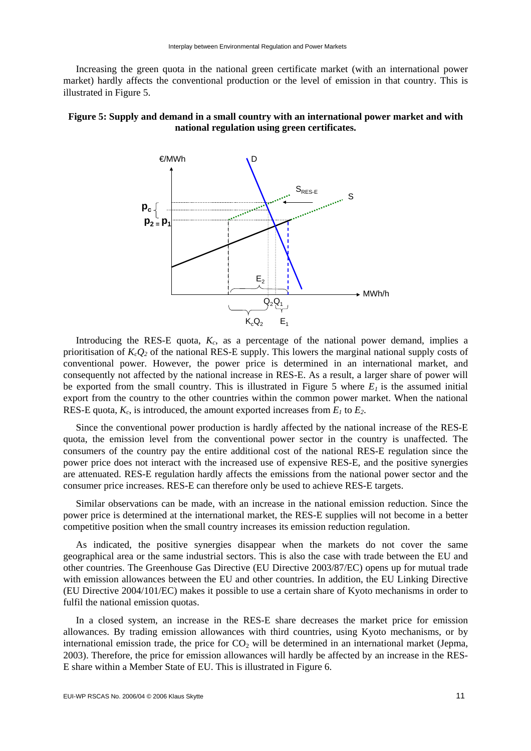Increasing the green quota in the national green certificate market (with an international power market) hardly affects the conventional production or the level of emission in that country. This is illustrated in Figure 5.

**Figure 5: Supply and demand in a small country with an international power market and with national regulation using green certificates.**

Introducing the RES-E quota, $K_c$, as a percentage of the national power demand, implies a prioritisation of $K_cQ_2$ of the national RES-E supply. This lowers the marginal national supply costs of conventional power. However, the power price is determined in an international market, and consequently not affected by the national increase in RES-E. As a result, a larger share of power will be exported from the small country. This is illustrated in Figure 5 where $E_1$ is the assumed initial export from the country to the other countries within the common power market. When the national RES-E quota, $K_c$, is introduced, the amount exported increases from $E_1$ to $E_2$.

Since the conventional power production is hardly affected by the national increase of the RES-E quota, the emission level from the conventional power sector in the country is unaffected. The consumers of the country pay the entire additional cost of the national RES-E regulation since the power price does not interact with the increased use of expensive RES-E, and the positive synergies are attenuated. RES-E regulation hardly affects the emissions from the national power sector and the consumer price increases. RES-E can therefore only be used to achieve RES-E targets.

Similar observations can be made, with an increase in the national emission reduction. Since the power price is determined at the international market, the RES-E supplies will not become in a better competitive position when the small country increases its emission reduction regulation.

As indicated, the positive synergies disappear when the markets do not cover the same geographical area or the same industrial sectors. This is also the case with trade between the EU and other countries. The Greenhouse Gas Directive (EU Directive 2003/87/EC) opens up for mutual trade with emission allowances between the EU and other countries. In addition, the EU Linking Directive (EU Directive 2004/101/EC) makes it possible to use a certain share of Kyoto mechanisms in order to fulfil the national emission quotas.

In a closed system, an increase in the RES-E share decreases the market price for emission allowances. By trading emission allowances with third countries, using Kyoto mechanisms, or by international emission trade, the price for $CO_2$ will be determined in an international market (Jepma, 2003). Therefore, the price for emission allowances will hardly be affected by an increase in the RES-E share within a Member State of EU. This is illustrated in Figure 6.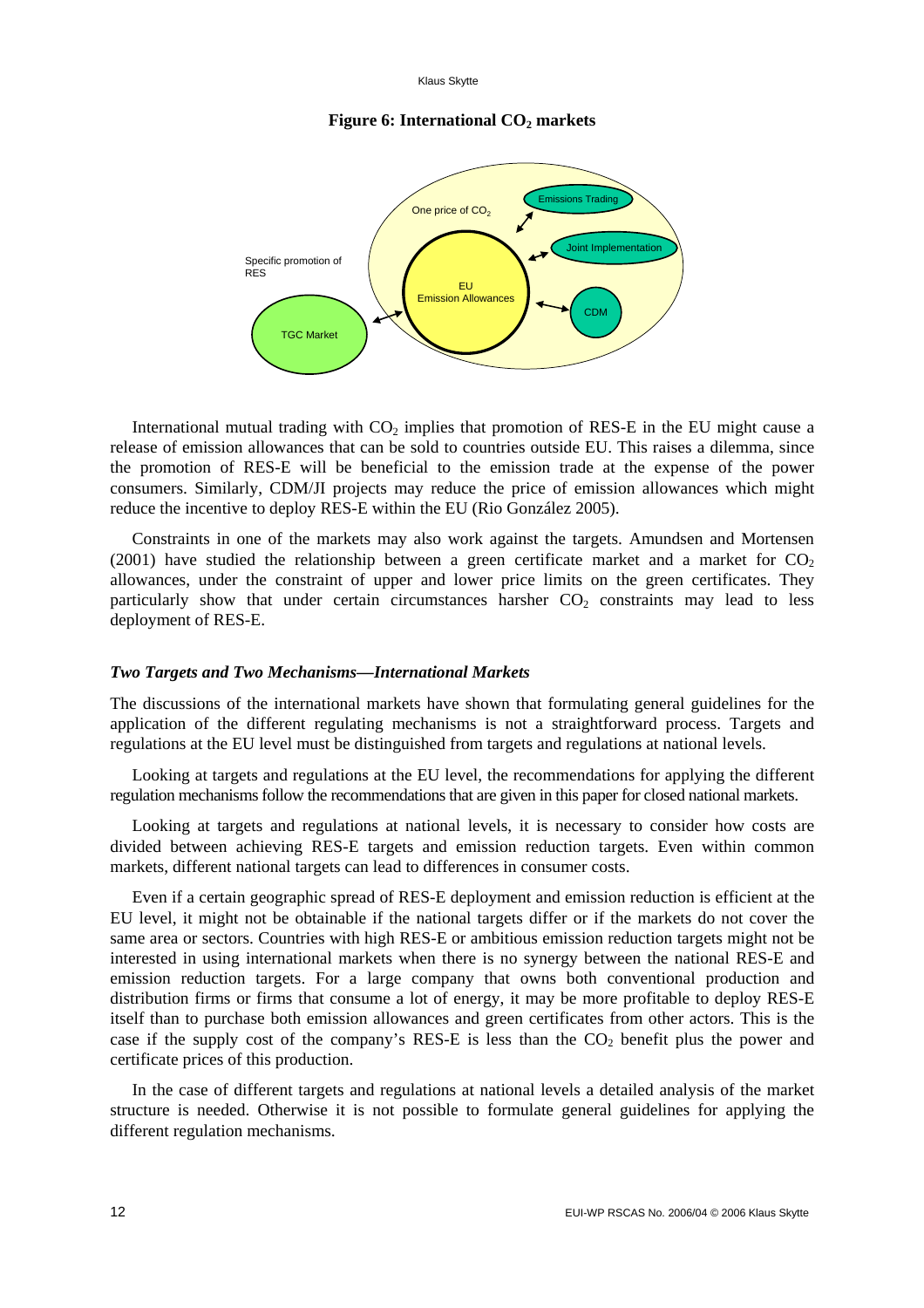**Figure 6: International $CO_2$ markets**

International mutual trading with $CO_2$ implies that promotion of RES-E in the EU might cause a release of emission allowances that can be sold to countries outside EU. This raises a dilemma, since the promotion of RES-E will be beneficial to the emission trade at the expense of the power consumers. Similarly, CDM/JI projects may reduce the price of emission allowances which might reduce the incentive to deploy RES-E within the EU (Rio González 2005).

Constraints in one of the markets may also work against the targets. Amundsen and Mortensen (2001) have studied the relationship between a green certificate market and a market for $CO_2$ allowances, under the constraint of upper and lower price limits on the green certificates. They particularly show that under certain circumstances harsher $CO_2$ constraints may lead to less deployment of RES-E.

### *Two Targets and Two Mechanisms—International Markets*

The discussions of the international markets have shown that formulating general guidelines for the application of the different regulating mechanisms is not a straightforward process. Targets and regulations at the EU level must be distinguished from targets and regulations at national levels.

Looking at targets and regulations at the EU level, the recommendations for applying the different regulation mechanisms follow the recommendations that are given in this paper for closed national markets.

Looking at targets and regulations at national levels, it is necessary to consider how costs are divided between achieving RES-E targets and emission reduction targets. Even within common markets, different national targets can lead to differences in consumer costs.

Even if a certain geographic spread of RES-E deployment and emission reduction is efficient at the EU level, it might not be obtainable if the national targets differ or if the markets do not cover the same area or sectors. Countries with high RES-E or ambitious emission reduction targets might not be interested in using international markets when there is no synergy between the national RES-E and emission reduction targets. For a large company that owns both conventional production and distribution firms or firms that consume a lot of energy, it may be more profitable to deploy RES-E itself than to purchase both emission allowances and green certificates from other actors. This is the case if the supply cost of the company's RES-E is less than the $CO_2$ benefit plus the power and certificate prices of this production.

In the case of different targets and regulations at national levels a detailed analysis of the market structure is needed. Otherwise it is not possible to formulate general guidelines for applying the different regulation mechanisms.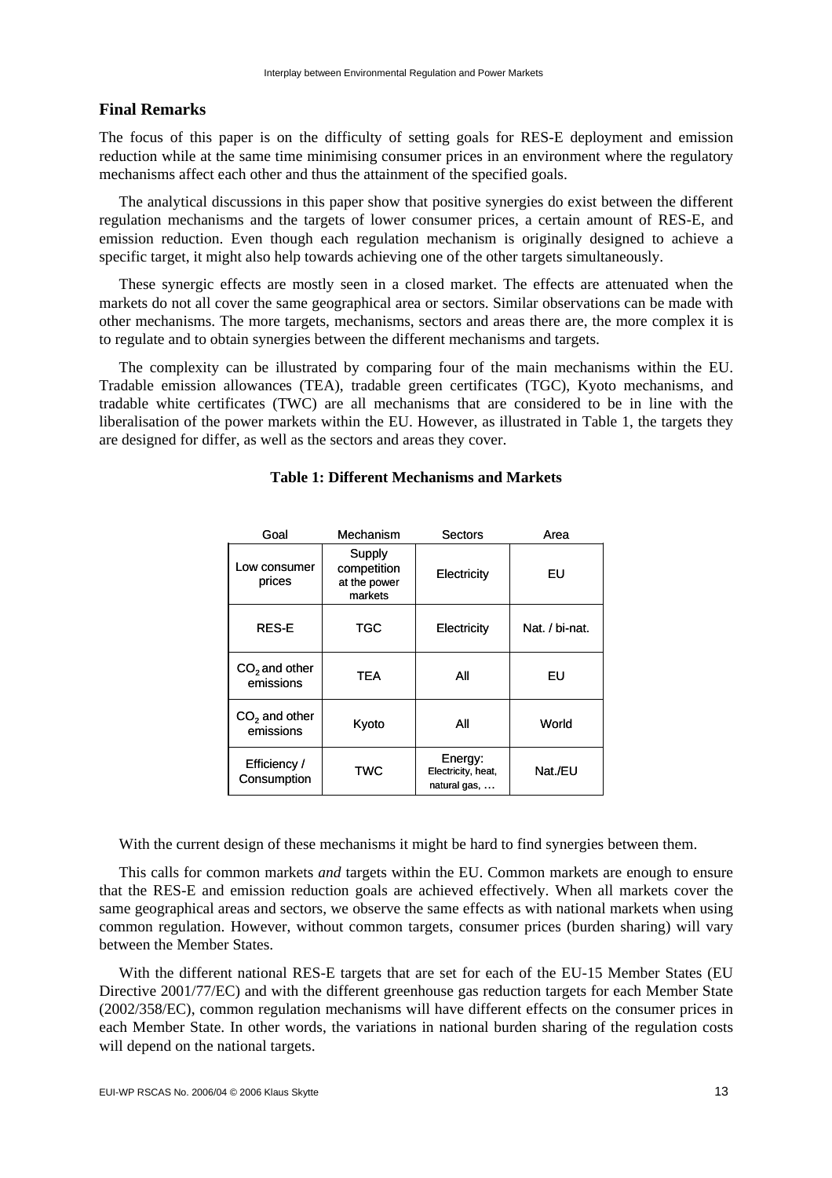## Final Remarks

The focus of this paper is on the difficulty of setting goals for RES-E deployment and emission reduction while at the same time minimising consumer prices in an environment where the regulatory mechanisms affect each other and thus the attainment of the specified goals.

The analytical discussions in this paper show that positive synergies do exist between the different regulation mechanisms and the targets of lower consumer prices, a certain amount of RES-E, and emission reduction. Even though each regulation mechanism is originally designed to achieve a specific target, it might also help towards achieving one of the other targets simultaneously.

These synergic effects are mostly seen in a closed market. The effects are attenuated when the markets do not all cover the same geographical area or sectors. Similar observations can be made with other mechanisms. The more targets, mechanisms, sectors and areas there are, the more complex it is to regulate and to obtain synergies between the different mechanisms and targets.

The complexity can be illustrated by comparing four of the main mechanisms within the EU. Tradable emission allowances (TEA), tradable green certificates (TGC), Kyoto mechanisms, and tradable white certificates (TWC) are all mechanisms that are considered to be in line with the liberalisation of the power markets within the EU. However, as illustrated in Table 1, the targets they are designed for differ, as well as the sectors and areas they cover.

**Table 1: Different Mechanisms and Markets**

| Goal | Mechanism | Sectors | Area |
|---|---|---|---|
| Low consumer prices | Supply competition at the power markets | Electricity | EU |
| RES-E | TGC | Electricity | Nat. / bi-nat. |
| $CO_2$ and other emissions | TEA | All | EU |
| $CO_2$ and other emissions | Kyoto | All | World |
| Efficiency / Consumption | TWC | Energy: Electricity, heat, natural gas, … | Nat./EU |

With the current design of these mechanisms it might be hard to find synergies between them.

This calls for common markets *and* targets within the EU. Common markets are enough to ensure that the RES-E and emission reduction goals are achieved effectively. When all markets cover the same geographical areas and sectors, we observe the same effects as with national markets when using common regulation. However, without common targets, consumer prices (burden sharing) will vary between the Member States.

With the different national RES-E targets that are set for each of the EU-15 Member States (EU Directive 2001/77/EC) and with the different greenhouse gas reduction targets for each Member State (2002/358/EC), common regulation mechanisms will have different effects on the consumer prices in each Member State. In other words, the variations in national burden sharing of the regulation costs will depend on the national targets.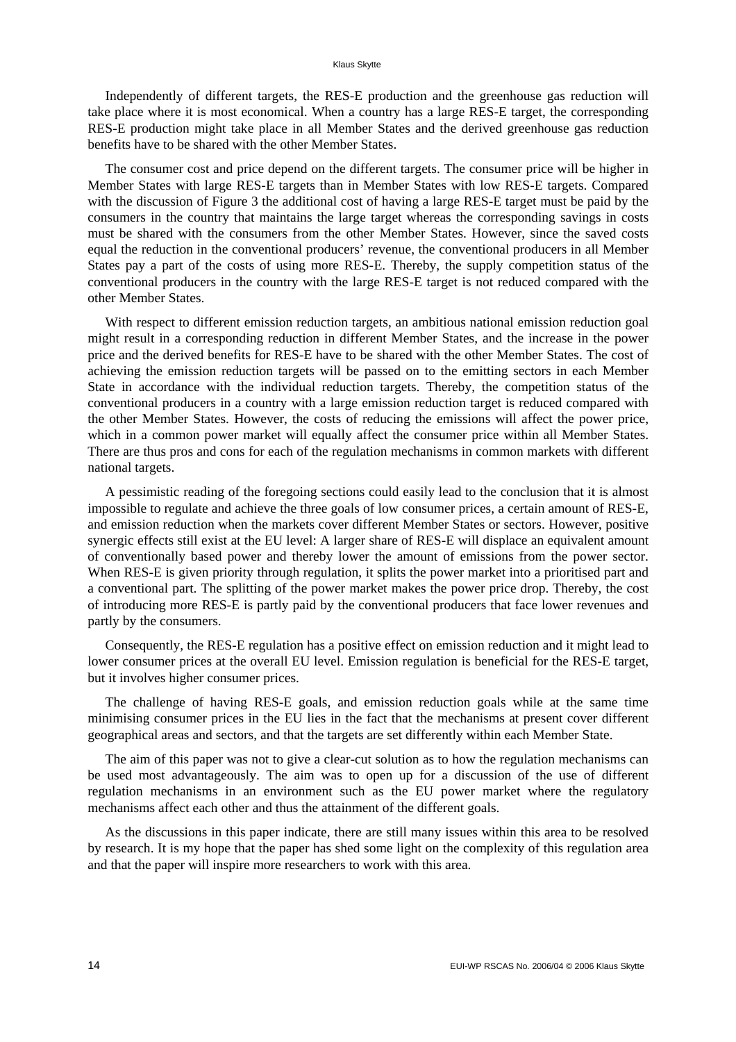Independently of different targets, the RES-E production and the greenhouse gas reduction will take place where it is most economical. When a country has a large RES-E target, the corresponding RES-E production might take place in all Member States and the derived greenhouse gas reduction benefits have to be shared with the other Member States.

The consumer cost and price depend on the different targets. The consumer price will be higher in Member States with large RES-E targets than in Member States with low RES-E targets. Compared with the discussion of Figure 3 the additional cost of having a large RES-E target must be paid by the consumers in the country that maintains the large target whereas the corresponding savings in costs must be shared with the consumers from the other Member States. However, since the saved costs equal the reduction in the conventional producers' revenue, the conventional producers in all Member States pay a part of the costs of using more RES-E. Thereby, the supply competition status of the conventional producers in the country with the large RES-E target is not reduced compared with the other Member States.

With respect to different emission reduction targets, an ambitious national emission reduction goal might result in a corresponding reduction in different Member States, and the increase in the power price and the derived benefits for RES-E have to be shared with the other Member States. The cost of achieving the emission reduction targets will be passed on to the emitting sectors in each Member State in accordance with the individual reduction targets. Thereby, the competition status of the conventional producers in a country with a large emission reduction target is reduced compared with the other Member States. However, the costs of reducing the emissions will affect the power price, which in a common power market will equally affect the consumer price within all Member States. There are thus pros and cons for each of the regulation mechanisms in common markets with different national targets.

A pessimistic reading of the foregoing sections could easily lead to the conclusion that it is almost impossible to regulate and achieve the three goals of low consumer prices, a certain amount of RES-E, and emission reduction when the markets cover different Member States or sectors. However, positive synergic effects still exist at the EU level: A larger share of RES-E will displace an equivalent amount of conventionally based power and thereby lower the amount of emissions from the power sector. When RES-E is given priority through regulation, it splits the power market into a prioritised part and a conventional part. The splitting of the power market makes the power price drop. Thereby, the cost of introducing more RES-E is partly paid by the conventional producers that face lower revenues and partly by the consumers.

Consequently, the RES-E regulation has a positive effect on emission reduction and it might lead to lower consumer prices at the overall EU level. Emission regulation is beneficial for the RES-E target, but it involves higher consumer prices.

The challenge of having RES-E goals, and emission reduction goals while at the same time minimising consumer prices in the EU lies in the fact that the mechanisms at present cover different geographical areas and sectors, and that the targets are set differently within each Member State.

The aim of this paper was not to give a clear-cut solution as to how the regulation mechanisms can be used most advantageously. The aim was to open up for a discussion of the use of different regulation mechanisms in an environment such as the EU power market where the regulatory mechanisms affect each other and thus the attainment of the different goals.

As the discussions in this paper indicate, there are still many issues within this area to be resolved by research. It is my hope that the paper has shed some light on the complexity of this regulation area and that the paper will inspire more researchers to work with this area.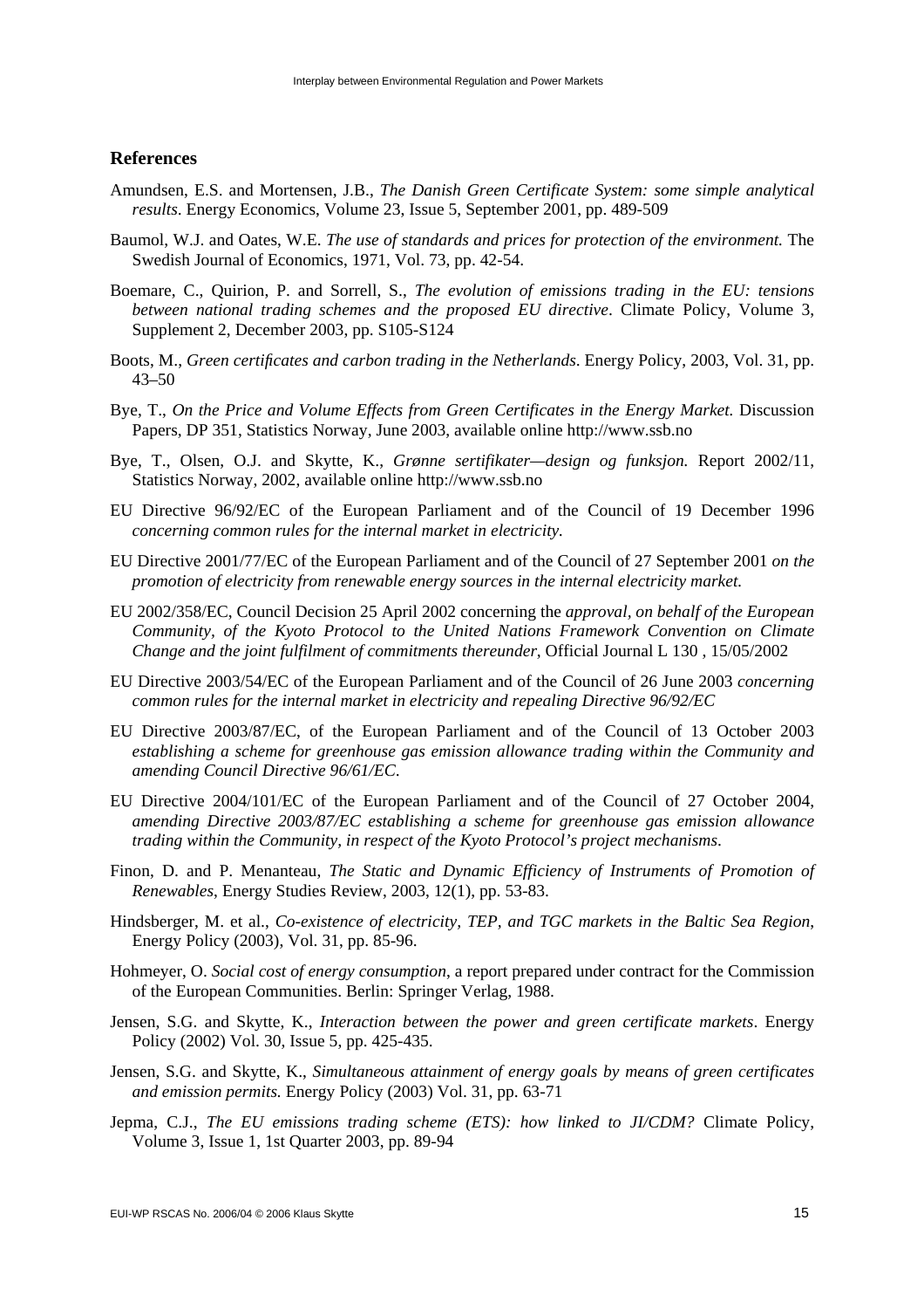## References

Amundsen, E.S. and Mortensen, J.B., *The Danish Green Certificate System: some simple analytical results*. Energy Economics, Volume 23, Issue 5, September 2001, pp. 489-509

Baumol, W.J. and Oates, W.E. *The use of standards and prices for protection of the environment.* The Swedish Journal of Economics, 1971, Vol. 73, pp. 42-54.

Boemare, C., Quirion, P. and Sorrell, S., *The evolution of emissions trading in the EU: tensions between national trading schemes and the proposed EU directive*. Climate Policy, Volume 3, Supplement 2, December 2003, pp. S105-S124

Boots, M., *Green certificates and carbon trading in the Netherlands*. Energy Policy, 2003, Vol. 31, pp. 43–50

Bye, T., *On the Price and Volume Effects from Green Certificates in the Energy Market.* Discussion Papers, DP 351, Statistics Norway, June 2003, available online http://www.ssb.no

Bye, T., Olsen, O.J. and Skytte, K., *Grønne sertifikater—design og funksjon.* Report 2002/11, Statistics Norway, 2002, available online http://www.ssb.no

EU Directive 96/92/EC of the European Parliament and of the Council of 19 December 1996 *concerning common rules for the internal market in electricity.*

EU Directive 2001/77/EC of the European Parliament and of the Council of 27 September 2001 *on the promotion of electricity from renewable energy sources in the internal electricity market.*

EU 2002/358/EC, Council Decision 25 April 2002 concerning the *approval, on behalf of the European Community, of the Kyoto Protocol to the United Nations Framework Convention on Climate Change and the joint fulfilment of commitments thereunder*, Official Journal L 130 , 15/05/2002

EU Directive 2003/54/EC of the European Parliament and of the Council of 26 June 2003 *concerning common rules for the internal market in electricity and repealing Directive 96/92/EC*

EU Directive 2003/87/EC, of the European Parliament and of the Council of 13 October 2003 *establishing a scheme for greenhouse gas emission allowance trading within the Community and amending Council Directive 96/61/EC.*

EU Directive 2004/101/EC of the European Parliament and of the Council of 27 October 2004, *amending Directive 2003/87/EC establishing a scheme for greenhouse gas emission allowance trading within the Community, in respect of the Kyoto Protocol's project mechanisms*.

Finon, D. and P. Menanteau, *The Static and Dynamic Efficiency of Instruments of Promotion of Renewables*, Energy Studies Review, 2003, 12(1), pp. 53-83.

Hindsberger, M. et al., *Co-existence of electricity, TEP, and TGC markets in the Baltic Sea Region*, Energy Policy (2003), Vol. 31, pp. 85-96.

Hohmeyer, O. *Social cost of energy consumption*, a report prepared under contract for the Commission of the European Communities. Berlin: Springer Verlag, 1988.

Jensen, S.G. and Skytte, K., *Interaction between the power and green certificate markets*. Energy Policy (2002) Vol. 30, Issue 5, pp. 425-435.

Jensen, S.G. and Skytte, K., *Simultaneous attainment of energy goals by means of green certificates and emission permits.* Energy Policy (2003) Vol. 31, pp. 63-71

Jepma, C.J., *The EU emissions trading scheme (ETS): how linked to JI/CDM?* Climate Policy, Volume 3, Issue 1, 1st Quarter 2003, pp. 89-94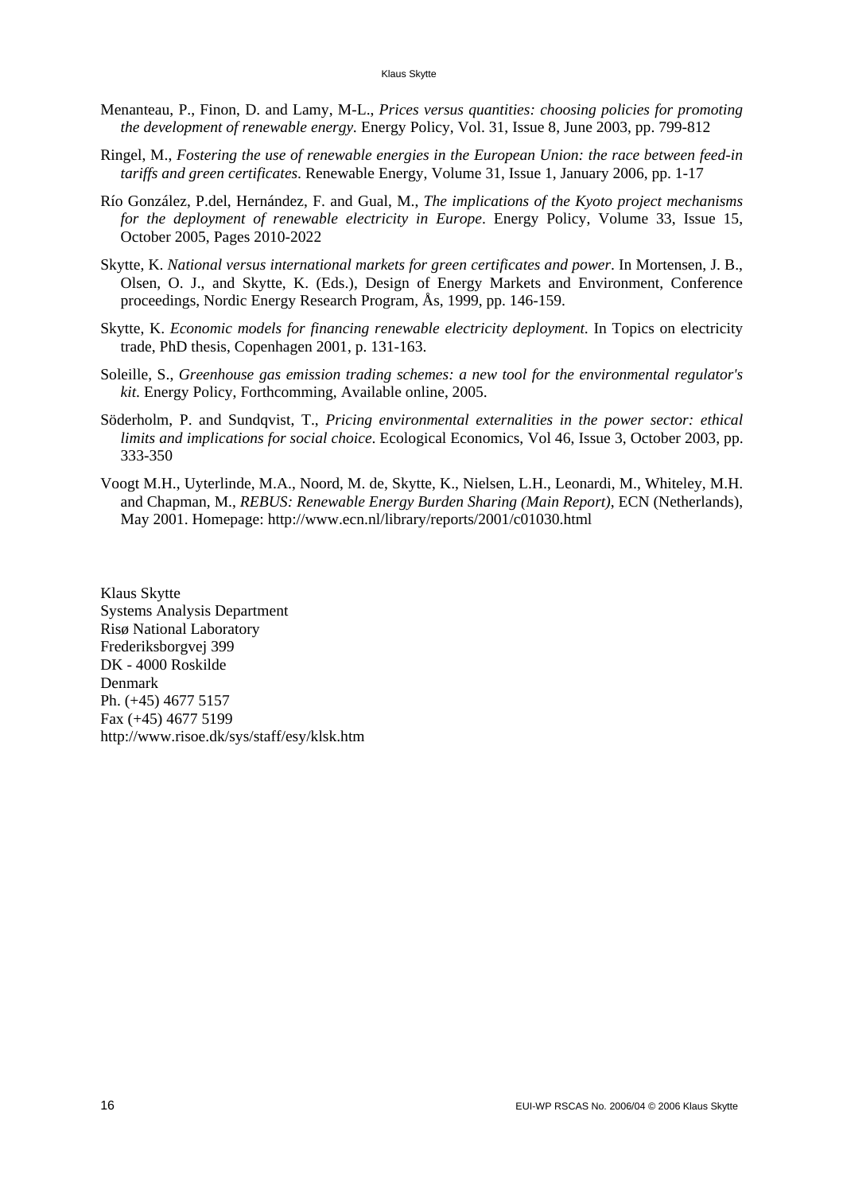Menanteau, P., Finon, D. and Lamy, M-L., *Prices versus quantities: choosing policies for promoting the development of renewable energy.* Energy Policy, Vol. 31, Issue 8, June 2003, pp. 799-812

Ringel, M., *Fostering the use of renewable energies in the European Union: the race between feed-in tariffs and green certificates*. Renewable Energy, Volume 31, Issue 1, January 2006, pp. 1-17

Río González, P.del, Hernández, F. and Gual, M., *The implications of the Kyoto project mechanisms for the deployment of renewable electricity in Europe*. Energy Policy, Volume 33, Issue 15, October 2005, Pages 2010-2022

Skytte, K. *National versus international markets for green certificates and power*. In Mortensen, J. B., Olsen, O. J., and Skytte, K. (Eds.), Design of Energy Markets and Environment, Conference proceedings, Nordic Energy Research Program, Ås, 1999, pp. 146-159.

Skytte, K. *Economic models for financing renewable electricity deployment*. In Topics on electricity trade, PhD thesis, Copenhagen 2001, p. 131-163.

Soleille, S., *Greenhouse gas emission trading schemes: a new tool for the environmental regulator's kit*. Energy Policy, Forthcomming, Available online, 2005.

Söderholm, P. and Sundqvist, T., *Pricing environmental externalities in the power sector: ethical limits and implications for social choice*. Ecological Economics, Vol 46, Issue 3, October 2003, pp. 333-350

Voogt M.H., Uyterlinde, M.A., Noord, M. de, Skytte, K., Nielsen, L.H., Leonardi, M., Whiteley, M.H. and Chapman, M., *REBUS: Renewable Energy Burden Sharing (Main Report)*, ECN (Netherlands), May 2001. Homepage: http://www.ecn.nl/library/reports/2001/c01030.html

Klaus Skytte
Systems Analysis Department
Risø National Laboratory
Frederiksborgvej 399
DK - 4000 Roskilde
Denmark
Ph. (+45) 4677 5157
Fax (+45) 4677 5199
http://www.risoe.dk/sys/staff/esy/klsk.htm